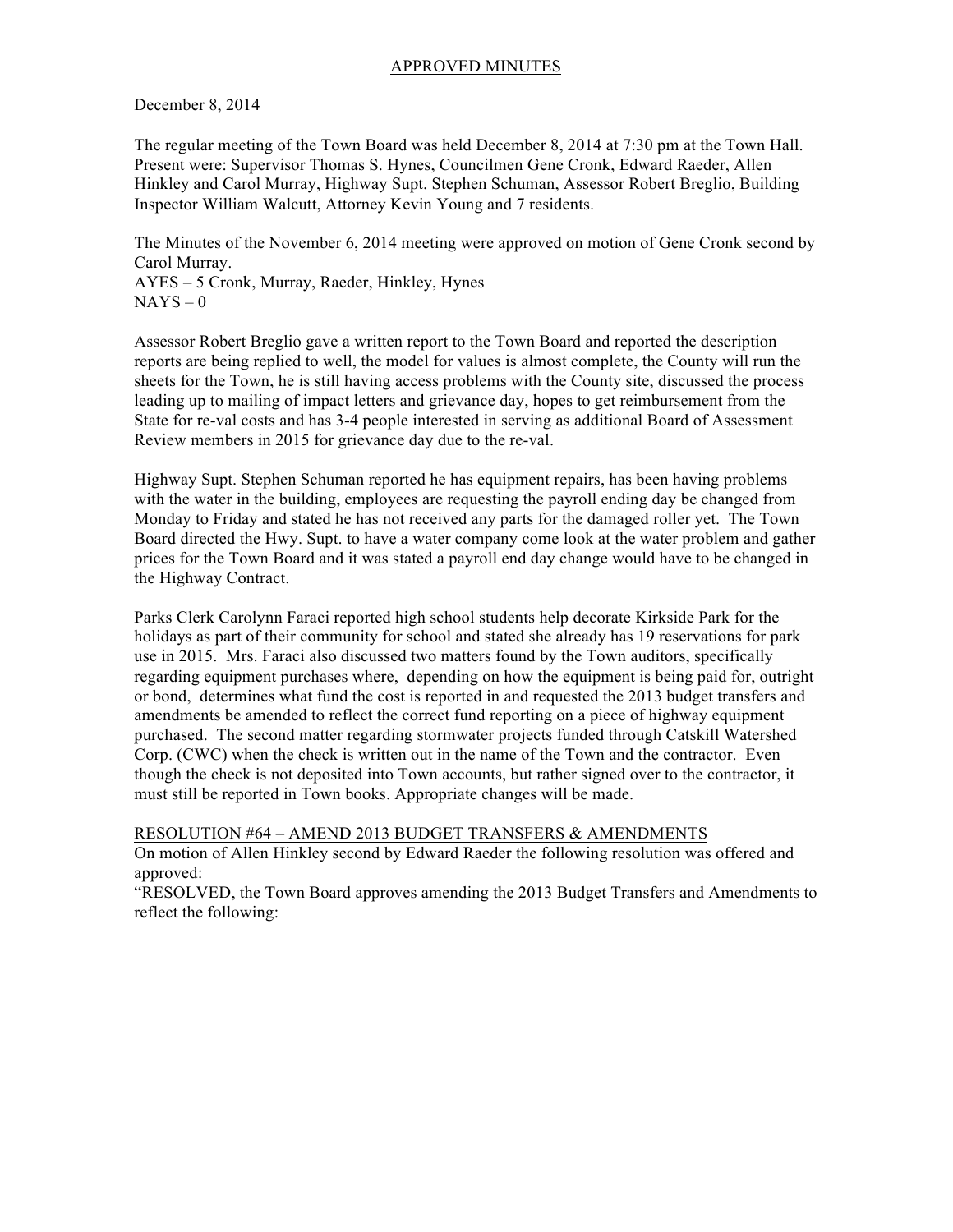APPROVED MINUTES

December 8, 2014

The regular meeting of the Town Board was held December 8, 2014 at 7:30 pm at the Town Hall. Present were: Supervisor Thomas S. Hynes, Councilmen Gene Cronk, Edward Raeder, Allen Hinkley and Carol Murray, Highway Supt. Stephen Schuman, Assessor Robert Breglio, Building Inspector William Walcutt, Attorney Kevin Young and 7 residents.

The Minutes of the November 6, 2014 meeting were approved on motion of Gene Cronk second by Carol Murray.
AYES – 5 Cronk, Murray, Raeder, Hinkley, Hynes
NAYS – 0

Assessor Robert Breglio gave a written report to the Town Board and reported the description reports are being replied to well, the model for values is almost complete, the County will run the sheets for the Town, he is still having access problems with the County site, discussed the process leading up to mailing of impact letters and grievance day, hopes to get reimbursement from the State for re-val costs and has 3-4 people interested in serving as additional Board of Assessment Review members in 2015 for grievance day due to the re-val.

Highway Supt. Stephen Schuman reported he has equipment repairs, has been having problems with the water in the building, employees are requesting the payroll ending day be changed from Monday to Friday and stated he has not received any parts for the damaged roller yet. The Town Board directed the Hwy. Supt. to have a water company come look at the water problem and gather prices for the Town Board and it was stated a payroll end day change would have to be changed in the Highway Contract.

Parks Clerk Carolynn Faraci reported high school students help decorate Kirkside Park for the holidays as part of their community for school and stated she already has 19 reservations for park use in 2015. Mrs. Faraci also discussed two matters found by the Town auditors, specifically regarding equipment purchases where, depending on how the equipment is being paid for, outright or bond, determines what fund the cost is reported in and requested the 2013 budget transfers and amendments be amended to reflect the correct fund reporting on a piece of highway equipment purchased. The second matter regarding stormwater projects funded through Catskill Watershed Corp. (CWC) when the check is written out in the name of the Town and the contractor. Even though the check is not deposited into Town accounts, but rather signed over to the contractor, it must still be reported in Town books. Appropriate changes will be made.

RESOLUTION #64 – AMEND 2013 BUDGET TRANSFERS & AMENDMENTS

On motion of Allen Hinkley second by Edward Raeder the following resolution was offered and approved:

"RESOLVED, the Town Board approves amending the 2013 Budget Transfers and Amendments to reflect the following: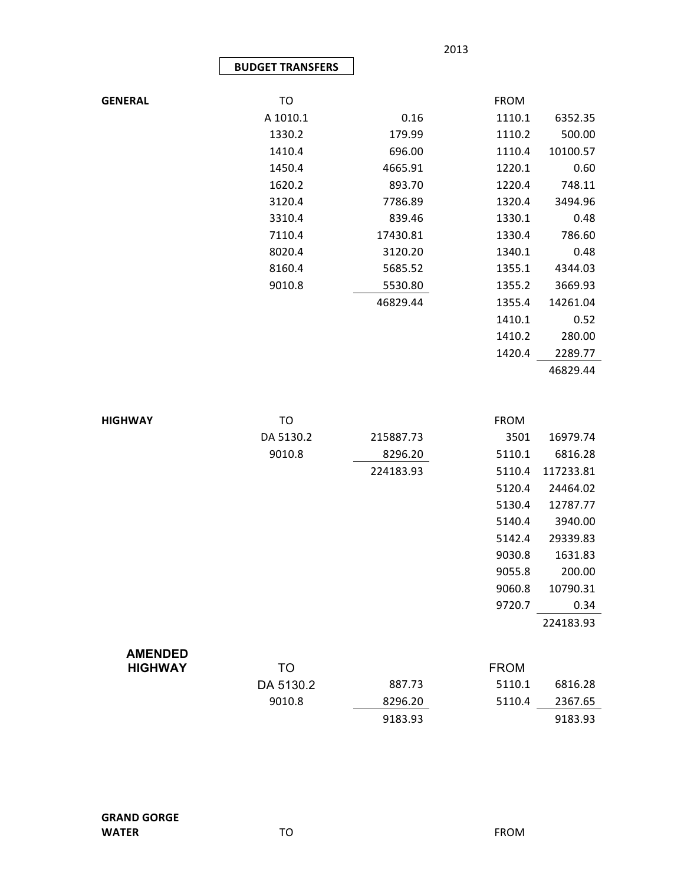2013

## BUDGET TRANSFERS

**GENERAL**

| TO | | FROM | |
|---|---|---|---|
| A 1010.1 | 0.16 | 1110.1 | 6352.35 |
| 1330.2 | 179.99 | 1110.2 | 500.00 |
| 1410.4 | 696.00 | 1110.4 | 10100.57 |
| 1450.4 | 4665.91 | 1220.1 | 0.60 |
| 1620.2 | 893.70 | 1220.4 | 748.11 |
| 3120.4 | 7786.89 | 1320.4 | 3494.96 |
| 3310.4 | 839.46 | 1330.1 | 0.48 |
| 7110.4 | 17430.81 | 1330.4 | 786.60 |
| 8020.4 | 3120.20 | 1340.1 | 0.48 |
| 8160.4 | 5685.52 | 1355.1 | 4344.03 |
| 9010.8 | 5530.80 | 1355.2 | 3669.93 |
| | 46829.44 | 1355.4 | 14261.04 |
| | | 1410.1 | 0.52 |
| | | 1410.2 | 280.00 |
| | | 1420.4 | 2289.77 |
| | | | 46829.44 |

**HIGHWAY**

| TO | | FROM | |
|---|---|---|---|
| DA 5130.2 | 215887.73 | 3501 | 16979.74 |
| 9010.8 | 8296.20 | 5110.1 | 6816.28 |
| | 224183.93 | 5110.4 | 117233.81 |
| | | 5120.4 | 24464.02 |
| | | 5130.4 | 12787.77 |
| | | 5140.4 | 3940.00 |
| | | 5142.4 | 29339.83 |
| | | 9030.8 | 1631.83 |
| | | 9055.8 | 200.00 |
| | | 9060.8 | 10790.31 |
| | | 9720.7 | 0.34 |
| | | | 224183.93 |

**AMENDED HIGHWAY**

| TO | | FROM | |
|---|---|---|---|
| DA 5130.2 | 887.73 | 5110.1 | 6816.28 |
| 9010.8 | 8296.20 | 5110.4 | 2367.65 |
| | 9183.93 | | 9183.93 |

**GRAND GORGE WATER**

| TO | | FROM | |
|---|---|---|---|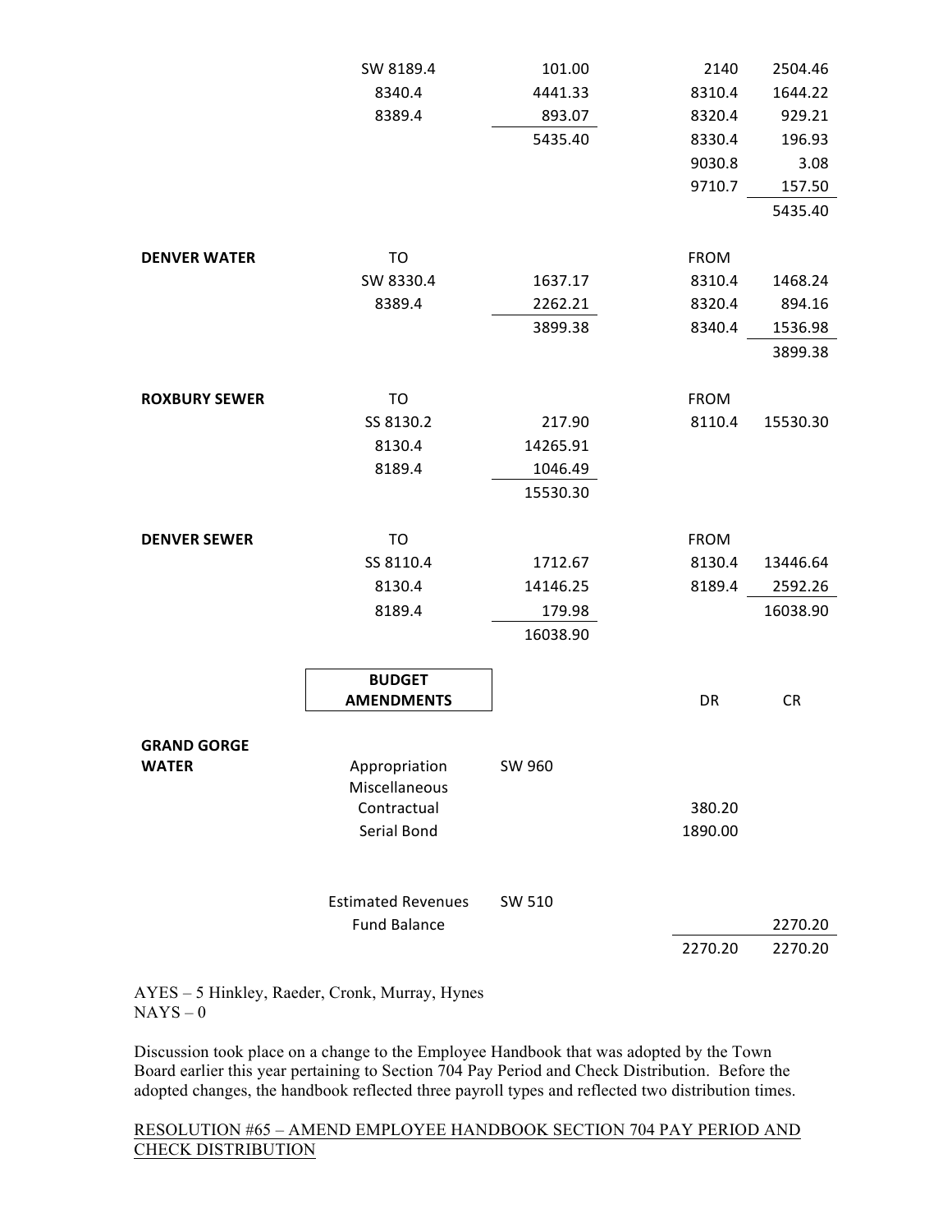| | | | | |
|---|---|---|---|---|
| | SW 8189.4 | 101.00 | 2140 | 2504.46 |
| | 8340.4 | 4441.33 | 8310.4 | 1644.22 |
| | 8389.4 | 893.07 | 8320.4 | 929.21 |
| | | 5435.40 | 8330.4 | 196.93 |
| | | | 9030.8 | 3.08 |
| | | | 9710.7 | 157.50 |
| | | | | 5435.40 |
| **DENVER WATER** | TO | | FROM | |
| | SW 8330.4 | 1637.17 | 8310.4 | 1468.24 |
| | 8389.4 | 2262.21 | 8320.4 | 894.16 |
| | | 3899.38 | 8340.4 | 1536.98 |
| | | | | 3899.38 |
| **ROXBURY SEWER** | TO | | FROM | |
| | SS 8130.2 | 217.90 | 8110.4 | 15530.30 |
| | 8130.4 | 14265.91 | | |
| | 8189.4 | 1046.49 | | |
| | | 15530.30 | | |
| **DENVER SEWER** | TO | | FROM | |
| | SS 8110.4 | 1712.67 | 8130.4 | 13446.64 |
| | 8130.4 | 14146.25 | 8189.4 | 2592.26 |
| | 8189.4 | 179.98 | | 16038.90 |
| | | 16038.90 | | |

| | **BUDGET AMENDMENTS** | | DR | CR |
|---|---|---|---|---|
| **GRAND GORGE WATER** | Appropriation | SW 960 | | |
| | Miscellaneous | | | |
| | Contractual | | 380.20 | |
| | Serial Bond | | 1890.00 | |
| | Estimated Revenues | SW 510 | | |
| | Fund Balance | | | 2270.20 |
| | | | 2270.20 | 2270.20 |

AYES – 5 Hinkley, Raeder, Cronk, Murray, Hynes
NAYS – 0

Discussion took place on a change to the Employee Handbook that was adopted by the Town Board earlier this year pertaining to Section 704 Pay Period and Check Distribution. Before the adopted changes, the handbook reflected three payroll types and reflected two distribution times.

RESOLUTION #65 – AMEND EMPLOYEE HANDBOOK SECTION 704 PAY PERIOD AND CHECK DISTRIBUTION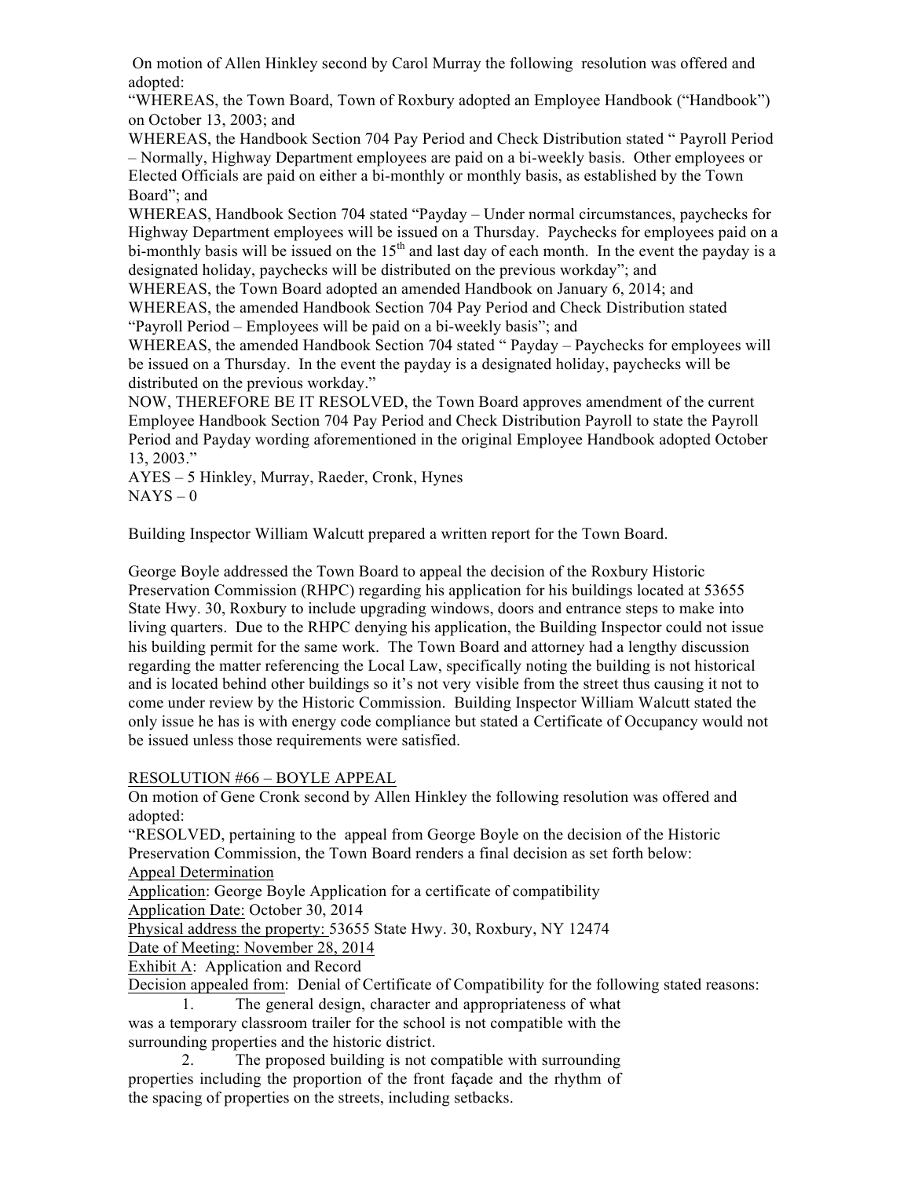On motion of Allen Hinkley second by Carol Murray the following resolution was offered and adopted:

"WHEREAS, the Town Board, Town of Roxbury adopted an Employee Handbook ("Handbook") on October 13, 2003; and

WHEREAS, the Handbook Section 704 Pay Period and Check Distribution stated " Payroll Period – Normally, Highway Department employees are paid on a bi-weekly basis. Other employees or Elected Officials are paid on either a bi-monthly or monthly basis, as established by the Town Board"; and

WHEREAS, Handbook Section 704 stated "Payday – Under normal circumstances, paychecks for Highway Department employees will be issued on a Thursday. Paychecks for employees paid on a bi-monthly basis will be issued on the 15th and last day of each month. In the event the payday is a designated holiday, paychecks will be distributed on the previous workday"; and

WHEREAS, the Town Board adopted an amended Handbook on January 6, 2014; and

WHEREAS, the amended Handbook Section 704 Pay Period and Check Distribution stated "Payroll Period – Employees will be paid on a bi-weekly basis"; and

WHEREAS, the amended Handbook Section 704 stated " Payday – Paychecks for employees will be issued on a Thursday. In the event the payday is a designated holiday, paychecks will be distributed on the previous workday."

NOW, THEREFORE BE IT RESOLVED, the Town Board approves amendment of the current Employee Handbook Section 704 Pay Period and Check Distribution Payroll to state the Payroll Period and Payday wording aforementioned in the original Employee Handbook adopted October 13, 2003."

AYES – 5 Hinkley, Murray, Raeder, Cronk, Hynes
NAYS – 0

Building Inspector William Walcutt prepared a written report for the Town Board.

George Boyle addressed the Town Board to appeal the decision of the Roxbury Historic Preservation Commission (RHPC) regarding his application for his buildings located at 53655 State Hwy. 30, Roxbury to include upgrading windows, doors and entrance steps to make into living quarters. Due to the RHPC denying his application, the Building Inspector could not issue his building permit for the same work. The Town Board and attorney had a lengthy discussion regarding the matter referencing the Local Law, specifically noting the building is not historical and is located behind other buildings so it's not very visible from the street thus causing it not to come under review by the Historic Commission. Building Inspector William Walcutt stated the only issue he has is with energy code compliance but stated a Certificate of Occupancy would not be issued unless those requirements were satisfied.

<u>RESOLUTION #66 – BOYLE APPEAL</u>

On motion of Gene Cronk second by Allen Hinkley the following resolution was offered and adopted:

"RESOLVED, pertaining to the appeal from George Boyle on the decision of the Historic Preservation Commission, the Town Board renders a final decision as set forth below:

<u>Appeal Determination</u>

<u>Application</u>: George Boyle Application for a certificate of compatibility

<u>Application Date:</u> October 30, 2014

<u>Physical address the property:</u> 53655 State Hwy. 30, Roxbury, NY 12474

<u>Date of Meeting: November 28, 2014</u>

<u>Exhibit A</u>: Application and Record

<u>Decision appealed from</u>: Denial of Certificate of Compatibility for the following stated reasons:

1. The general design, character and appropriateness of what was a temporary classroom trailer for the school is not compatible with the surrounding properties and the historic district.
2. The proposed building is not compatible with surrounding properties including the proportion of the front façade and the rhythm of the spacing of properties on the streets, including setbacks.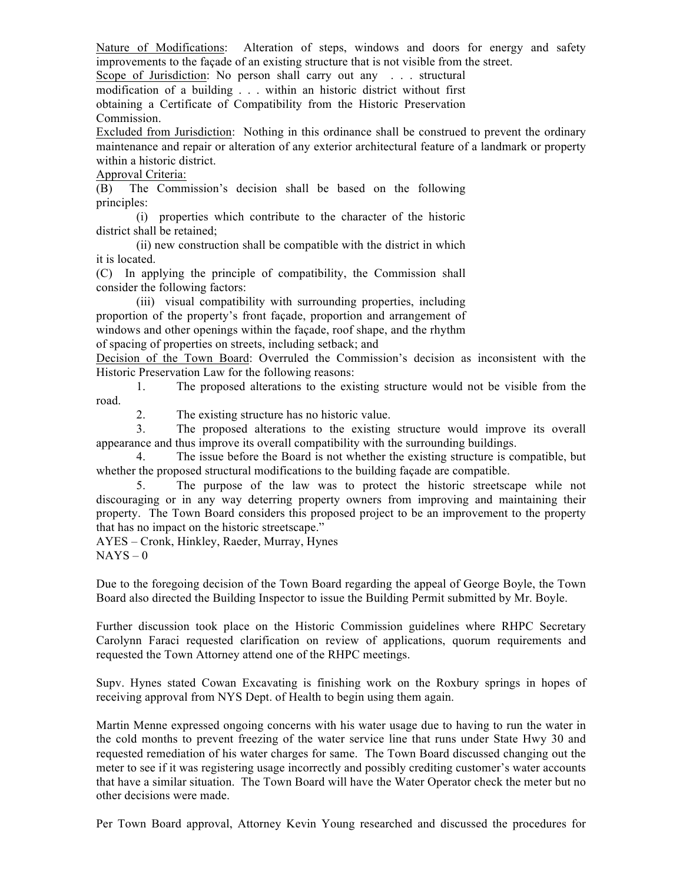Nature of Modifications: Alteration of steps, windows and doors for energy and safety improvements to the façade of an existing structure that is not visible from the street.

Scope of Jurisdiction: No person shall carry out any . . . structural modification of a building . . . within an historic district without first obtaining a Certificate of Compatibility from the Historic Preservation Commission.

Excluded from Jurisdiction: Nothing in this ordinance shall be construed to prevent the ordinary maintenance and repair or alteration of any exterior architectural feature of a landmark or property within a historic district.

Approval Criteria:

(B) The Commission's decision shall be based on the following principles:

(i) properties which contribute to the character of the historic district shall be retained;

(ii) new construction shall be compatible with the district in which it is located.

(C) In applying the principle of compatibility, the Commission shall consider the following factors:

(iii) visual compatibility with surrounding properties, including proportion of the property's front façade, proportion and arrangement of windows and other openings within the façade, roof shape, and the rhythm of spacing of properties on streets, including setback; and

Decision of the Town Board: Overruled the Commission's decision as inconsistent with the Historic Preservation Law for the following reasons:

1. The proposed alterations to the existing structure would not be visible from the road.
2. The existing structure has no historic value.
3. The proposed alterations to the existing structure would improve its overall appearance and thus improve its overall compatibility with the surrounding buildings.
4. The issue before the Board is not whether the existing structure is compatible, but whether the proposed structural modifications to the building façade are compatible.
5. The purpose of the law was to protect the historic streetscape while not discouraging or in any way deterring property owners from improving and maintaining their property. The Town Board considers this proposed project to be an improvement to the property that has no impact on the historic streetscape."

AYES – Cronk, Hinkley, Raeder, Murray, Hynes
NAYS – 0

Due to the foregoing decision of the Town Board regarding the appeal of George Boyle, the Town Board also directed the Building Inspector to issue the Building Permit submitted by Mr. Boyle.

Further discussion took place on the Historic Commission guidelines where RHPC Secretary Carolynn Faraci requested clarification on review of applications, quorum requirements and requested the Town Attorney attend one of the RHPC meetings.

Supv. Hynes stated Cowan Excavating is finishing work on the Roxbury springs in hopes of receiving approval from NYS Dept. of Health to begin using them again.

Martin Menne expressed ongoing concerns with his water usage due to having to run the water in the cold months to prevent freezing of the water service line that runs under State Hwy 30 and requested remediation of his water charges for same. The Town Board discussed changing out the meter to see if it was registering usage incorrectly and possibly crediting customer's water accounts that have a similar situation. The Town Board will have the Water Operator check the meter but no other decisions were made.

Per Town Board approval, Attorney Kevin Young researched and discussed the procedures for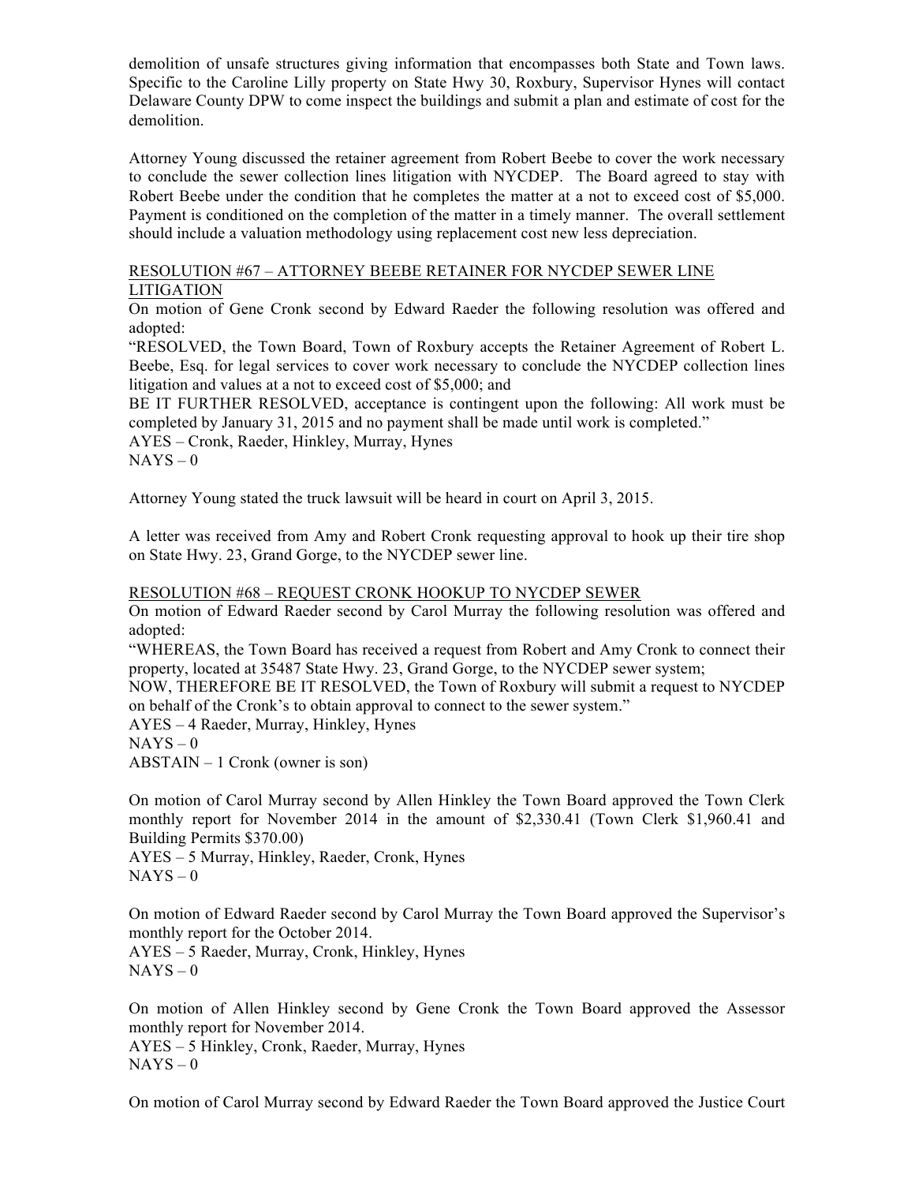demolition of unsafe structures giving information that encompasses both State and Town laws. Specific to the Caroline Lilly property on State Hwy 30, Roxbury, Supervisor Hynes will contact Delaware County DPW to come inspect the buildings and submit a plan and estimate of cost for the demolition.

Attorney Young discussed the retainer agreement from Robert Beebe to cover the work necessary to conclude the sewer collection lines litigation with NYCDEP. The Board agreed to stay with Robert Beebe under the condition that he completes the matter at a not to exceed cost of $5,000. Payment is conditioned on the completion of the matter in a timely manner. The overall settlement should include a valuation methodology using replacement cost new less depreciation.

RESOLUTION #67 – ATTORNEY BEEBE RETAINER FOR NYCDEP SEWER LINE LITIGATION

On motion of Gene Cronk second by Edward Raeder the following resolution was offered and adopted:

"RESOLVED, the Town Board, Town of Roxbury accepts the Retainer Agreement of Robert L. Beebe, Esq. for legal services to cover work necessary to conclude the NYCDEP collection lines litigation and values at a not to exceed cost of $5,000; and

BE IT FURTHER RESOLVED, acceptance is contingent upon the following: All work must be completed by January 31, 2015 and no payment shall be made until work is completed."

AYES – Cronk, Raeder, Hinkley, Murray, Hynes

NAYS – 0

Attorney Young stated the truck lawsuit will be heard in court on April 3, 2015.

A letter was received from Amy and Robert Cronk requesting approval to hook up their tire shop on State Hwy. 23, Grand Gorge, to the NYCDEP sewer line.

RESOLUTION #68 – REQUEST CRONK HOOKUP TO NYCDEP SEWER

On motion of Edward Raeder second by Carol Murray the following resolution was offered and adopted:

"WHEREAS, the Town Board has received a request from Robert and Amy Cronk to connect their property, located at 35487 State Hwy. 23, Grand Gorge, to the NYCDEP sewer system;

NOW, THEREFORE BE IT RESOLVED, the Town of Roxbury will submit a request to NYCDEP on behalf of the Cronk's to obtain approval to connect to the sewer system."

AYES – 4 Raeder, Murray, Hinkley, Hynes

NAYS – 0

ABSTAIN – 1 Cronk (owner is son)

On motion of Carol Murray second by Allen Hinkley the Town Board approved the Town Clerk monthly report for November 2014 in the amount of $2,330.41 (Town Clerk $1,960.41 and Building Permits $370.00)

AYES – 5 Murray, Hinkley, Raeder, Cronk, Hynes

NAYS – 0

On motion of Edward Raeder second by Carol Murray the Town Board approved the Supervisor's monthly report for the October 2014.

AYES – 5 Raeder, Murray, Cronk, Hinkley, Hynes

NAYS – 0

On motion of Allen Hinkley second by Gene Cronk the Town Board approved the Assessor monthly report for November 2014.

AYES – 5 Hinkley, Cronk, Raeder, Murray, Hynes

NAYS – 0

On motion of Carol Murray second by Edward Raeder the Town Board approved the Justice Court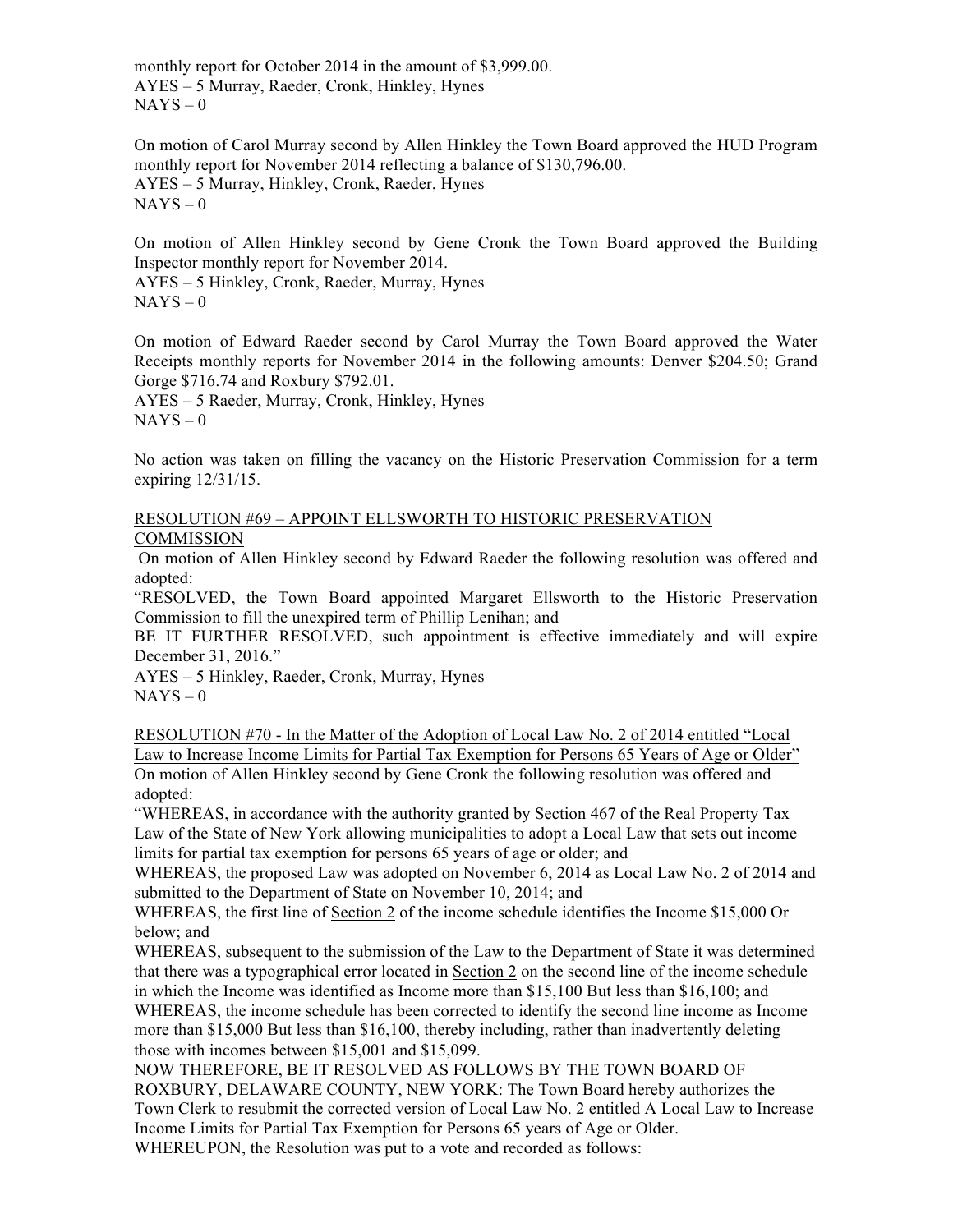monthly report for October 2014 in the amount of $3,999.00.
AYES – 5 Murray, Raeder, Cronk, Hinkley, Hynes
NAYS – 0

On motion of Carol Murray second by Allen Hinkley the Town Board approved the HUD Program monthly report for November 2014 reflecting a balance of $130,796.00.
AYES – 5 Murray, Hinkley, Cronk, Raeder, Hynes
NAYS – 0

On motion of Allen Hinkley second by Gene Cronk the Town Board approved the Building Inspector monthly report for November 2014.
AYES – 5 Hinkley, Cronk, Raeder, Murray, Hynes
NAYS – 0

On motion of Edward Raeder second by Carol Murray the Town Board approved the Water Receipts monthly reports for November 2014 in the following amounts: Denver $204.50; Grand Gorge $716.74 and Roxbury $792.01.
AYES – 5 Raeder, Murray, Cronk, Hinkley, Hynes
NAYS – 0

No action was taken on filling the vacancy on the Historic Preservation Commission for a term expiring 12/31/15.

<u>RESOLUTION #69 – APPOINT ELLSWORTH TO HISTORIC PRESERVATION COMMISSION</u>

On motion of Allen Hinkley second by Edward Raeder the following resolution was offered and adopted:
"RESOLVED, the Town Board appointed Margaret Ellsworth to the Historic Preservation Commission to fill the unexpired term of Phillip Lenihan; and
BE IT FURTHER RESOLVED, such appointment is effective immediately and will expire December 31, 2016."
AYES – 5 Hinkley, Raeder, Cronk, Murray, Hynes
NAYS – 0

<u>RESOLUTION #70 - In the Matter of the Adoption of Local Law No. 2 of 2014 entitled "Local Law to Increase Income Limits for Partial Tax Exemption for Persons 65 Years of Age or Older"</u>

On motion of Allen Hinkley second by Gene Cronk the following resolution was offered and adopted:
"WHEREAS, in accordance with the authority granted by Section 467 of the Real Property Tax Law of the State of New York allowing municipalities to adopt a Local Law that sets out income limits for partial tax exemption for persons 65 years of age or older; and
WHEREAS, the proposed Law was adopted on November 6, 2014 as Local Law No. 2 of 2014 and submitted to the Department of State on November 10, 2014; and
WHEREAS, the first line of <u>Section 2</u> of the income schedule identifies the Income $15,000 Or below; and
WHEREAS, subsequent to the submission of the Law to the Department of State it was determined that there was a typographical error located in <u>Section 2</u> on the second line of the income schedule in which the Income was identified as Income more than $15,100 But less than $16,100; and
WHEREAS, the income schedule has been corrected to identify the second line income as Income more than $15,000 But less than $16,100, thereby including, rather than inadvertently deleting those with incomes between $15,001 and $15,099.
NOW THEREFORE, BE IT RESOLVED AS FOLLOWS BY THE TOWN BOARD OF ROXBURY, DELAWARE COUNTY, NEW YORK: The Town Board hereby authorizes the Town Clerk to resubmit the corrected version of Local Law No. 2 entitled A Local Law to Increase Income Limits for Partial Tax Exemption for Persons 65 years of Age or Older.
WHEREUPON, the Resolution was put to a vote and recorded as follows: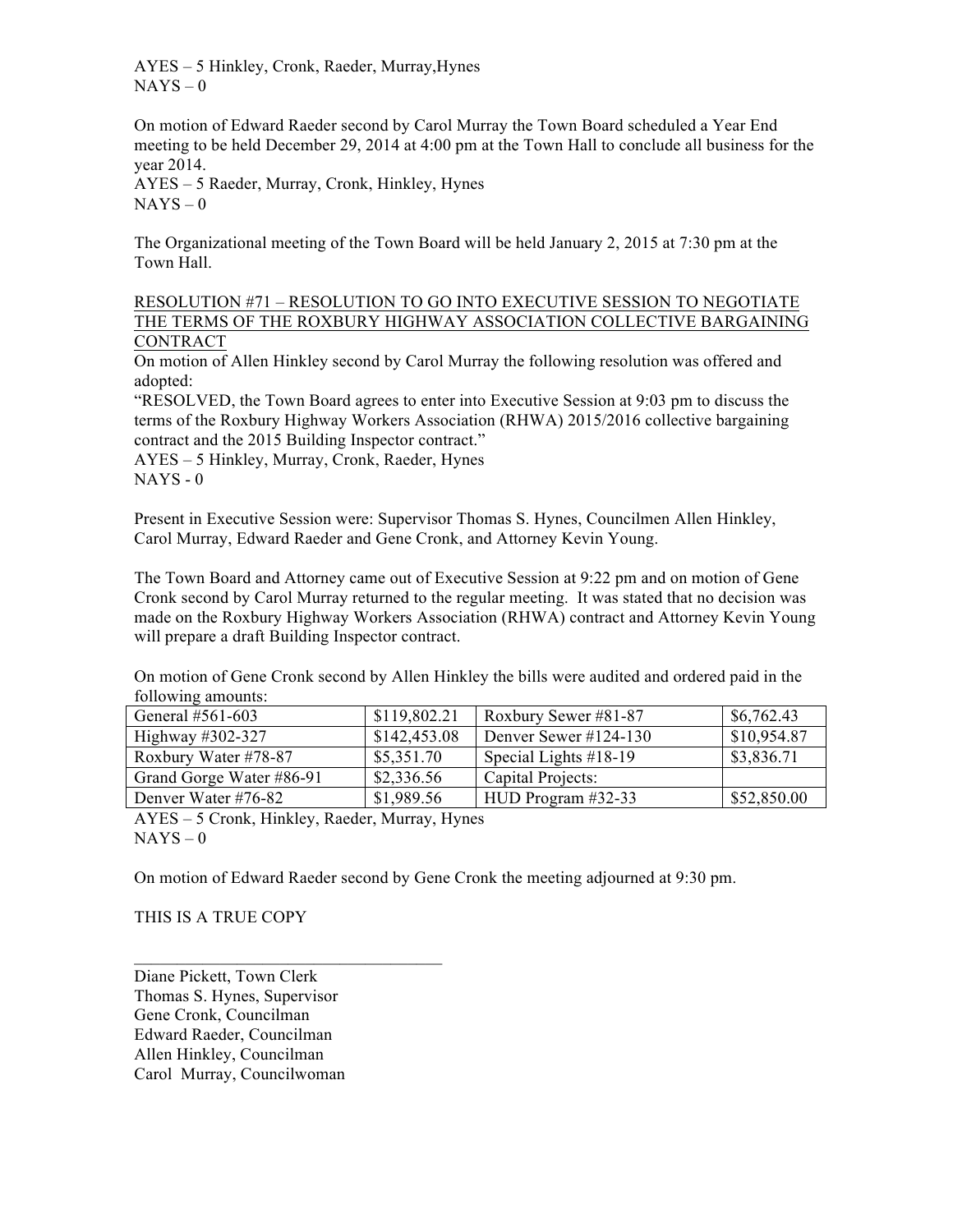AYES – 5 Hinkley, Cronk, Raeder, Murray,Hynes
NAYS – 0

On motion of Edward Raeder second by Carol Murray the Town Board scheduled a Year End meeting to be held December 29, 2014 at 4:00 pm at the Town Hall to conclude all business for the year 2014.
AYES – 5 Raeder, Murray, Cronk, Hinkley, Hynes
NAYS – 0

The Organizational meeting of the Town Board will be held January 2, 2015 at 7:30 pm at the Town Hall.

<u>RESOLUTION #71 – RESOLUTION TO GO INTO EXECUTIVE SESSION TO NEGOTIATE THE TERMS OF THE ROXBURY HIGHWAY ASSOCIATION COLLECTIVE BARGAINING CONTRACT</u>

On motion of Allen Hinkley second by Carol Murray the following resolution was offered and adopted:
"RESOLVED, the Town Board agrees to enter into Executive Session at 9:03 pm to discuss the terms of the Roxbury Highway Workers Association (RHWA) 2015/2016 collective bargaining contract and the 2015 Building Inspector contract."
AYES – 5 Hinkley, Murray, Cronk, Raeder, Hynes
NAYS - 0

Present in Executive Session were: Supervisor Thomas S. Hynes, Councilmen Allen Hinkley, Carol Murray, Edward Raeder and Gene Cronk, and Attorney Kevin Young.

The Town Board and Attorney came out of Executive Session at 9:22 pm and on motion of Gene Cronk second by Carol Murray returned to the regular meeting. It was stated that no decision was made on the Roxbury Highway Workers Association (RHWA) contract and Attorney Kevin Young will prepare a draft Building Inspector contract.

On motion of Gene Cronk second by Allen Hinkley the bills were audited and ordered paid in the following amounts:

| | | | |
|---|---|---|---|
| General #561-603 | $119,802.21 | Roxbury Sewer #81-87 | $6,762.43 |
| Highway #302-327 | $142,453.08 | Denver Sewer #124-130 | $10,954.87 |
| Roxbury Water #78-87 | $5,351.70 | Special Lights #18-19 | $3,836.71 |
| Grand Gorge Water #86-91 | $2,336.56 | Capital Projects: | |
| Denver Water #76-82 | $1,989.56 | HUD Program #32-33 | $52,850.00 |

AYES – 5 Cronk, Hinkley, Raeder, Murray, Hynes
NAYS – 0

On motion of Edward Raeder second by Gene Cronk the meeting adjourned at 9:30 pm.

THIS IS A TRUE COPY

\_\_\_\_\_\_\_\_\_\_\_\_\_\_\_\_\_\_\_\_\_\_\_\_\_\_\_\_\_\_\_\_\_\_\_\_

Diane Pickett, Town Clerk
Thomas S. Hynes, Supervisor
Gene Cronk, Councilman
Edward Raeder, Councilman
Allen Hinkley, Councilman
Carol Murray, Councilwoman